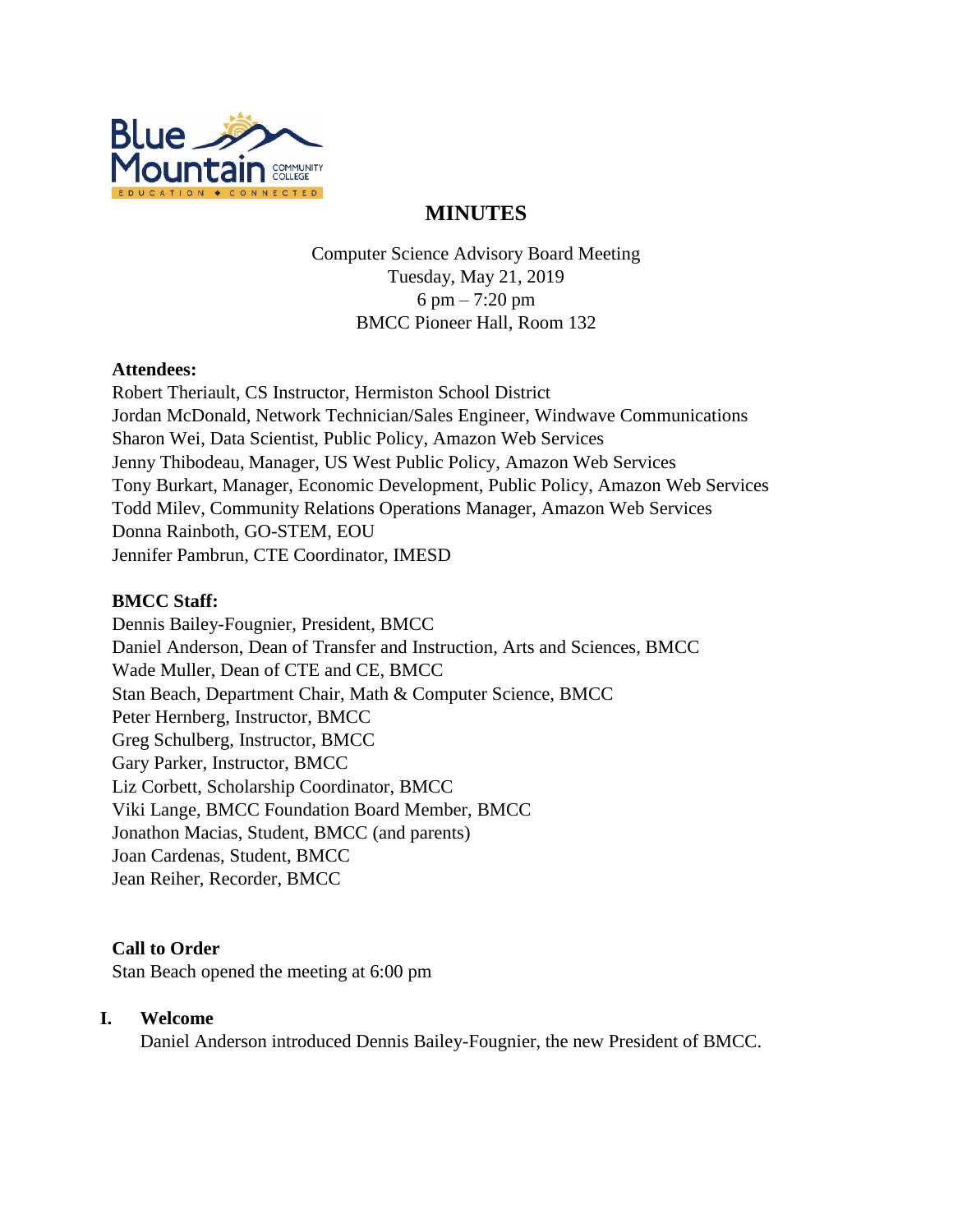# MINUTES

Computer Science Advisory Board Meeting
Tuesday, May 21, 2019
6 pm – 7:20 pm
BMCC Pioneer Hall, Room 132

**Attendees:**
Robert Theriault, CS Instructor, Hermiston School District
Jordan McDonald, Network Technician/Sales Engineer, Windwave Communications
Sharon Wei, Data Scientist, Public Policy, Amazon Web Services
Jenny Thibodeau, Manager, US West Public Policy, Amazon Web Services
Tony Burkart, Manager, Economic Development, Public Policy, Amazon Web Services
Todd Milev, Community Relations Operations Manager, Amazon Web Services
Donna Rainboth, GO-STEM, EOU
Jennifer Pambrun, CTE Coordinator, IMESD

**BMCC Staff:**
Dennis Bailey-Fougnier, President, BMCC
Daniel Anderson, Dean of Transfer and Instruction, Arts and Sciences, BMCC
Wade Muller, Dean of CTE and CE, BMCC
Stan Beach, Department Chair, Math & Computer Science, BMCC
Peter Hernberg, Instructor, BMCC
Greg Schulberg, Instructor, BMCC
Gary Parker, Instructor, BMCC
Liz Corbett, Scholarship Coordinator, BMCC
Viki Lange, BMCC Foundation Board Member, BMCC
Jonathon Macias, Student, BMCC (and parents)
Joan Cardenas, Student, BMCC
Jean Reiher, Recorder, BMCC

**Call to Order**
Stan Beach opened the meeting at 6:00 pm

**I. Welcome**
Daniel Anderson introduced Dennis Bailey-Fougnier, the new President of BMCC.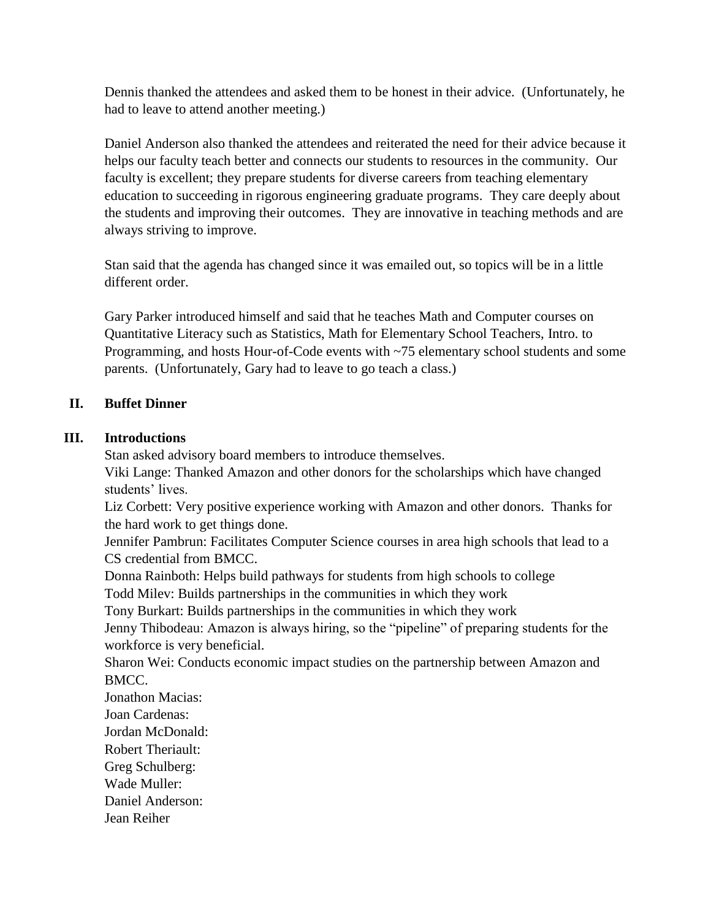Dennis thanked the attendees and asked them to be honest in their advice. (Unfortunately, he had to leave to attend another meeting.)

Daniel Anderson also thanked the attendees and reiterated the need for their advice because it helps our faculty teach better and connects our students to resources in the community. Our faculty is excellent; they prepare students for diverse careers from teaching elementary education to succeeding in rigorous engineering graduate programs. They care deeply about the students and improving their outcomes. They are innovative in teaching methods and are always striving to improve.

Stan said that the agenda has changed since it was emailed out, so topics will be in a little different order.

Gary Parker introduced himself and said that he teaches Math and Computer courses on Quantitative Literacy such as Statistics, Math for Elementary School Teachers, Intro. to Programming, and hosts Hour-of-Code events with ~75 elementary school students and some parents. (Unfortunately, Gary had to leave to go teach a class.)

## II. Buffet Dinner

## III. Introductions

Stan asked advisory board members to introduce themselves.
Viki Lange: Thanked Amazon and other donors for the scholarships which have changed students' lives.
Liz Corbett: Very positive experience working with Amazon and other donors. Thanks for the hard work to get things done.
Jennifer Pambrun: Facilitates Computer Science courses in area high schools that lead to a CS credential from BMCC.
Donna Rainboth: Helps build pathways for students from high schools to college
Todd Milev: Builds partnerships in the communities in which they work
Tony Burkart: Builds partnerships in the communities in which they work
Jenny Thibodeau: Amazon is always hiring, so the "pipeline" of preparing students for the workforce is very beneficial.
Sharon Wei: Conducts economic impact studies on the partnership between Amazon and BMCC.
Jonathon Macias:
Joan Cardenas:
Jordan McDonald:
Robert Theriault:
Greg Schulberg:
Wade Muller:
Daniel Anderson:
Jean Reiher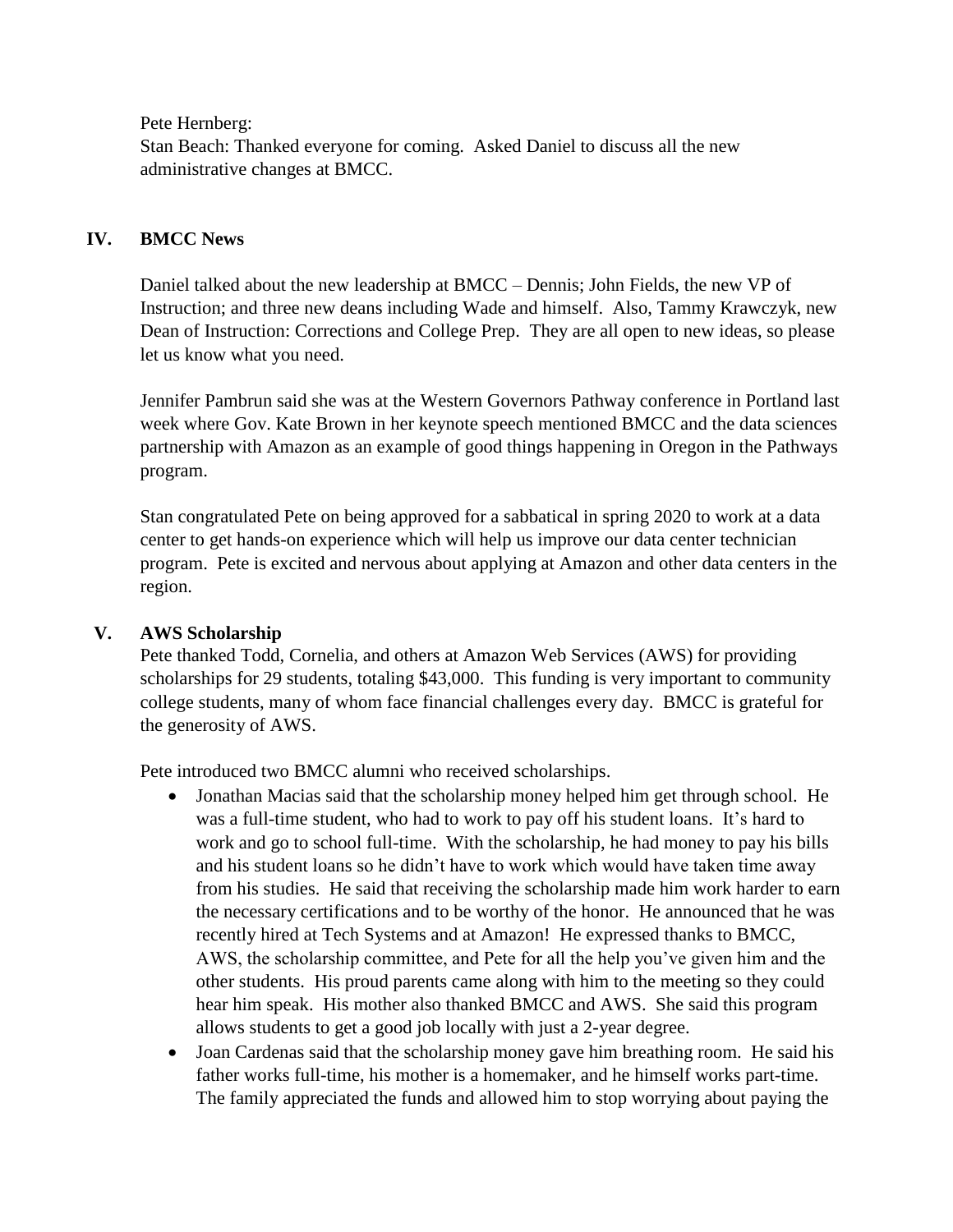Pete Hernberg:

Stan Beach: Thanked everyone for coming. Asked Daniel to discuss all the new administrative changes at BMCC.

## IV. BMCC News

Daniel talked about the new leadership at BMCC – Dennis; John Fields, the new VP of Instruction; and three new deans including Wade and himself. Also, Tammy Krawczyk, new Dean of Instruction: Corrections and College Prep. They are all open to new ideas, so please let us know what you need.

Jennifer Pambrun said she was at the Western Governors Pathway conference in Portland last week where Gov. Kate Brown in her keynote speech mentioned BMCC and the data sciences partnership with Amazon as an example of good things happening in Oregon in the Pathways program.

Stan congratulated Pete on being approved for a sabbatical in spring 2020 to work at a data center to get hands-on experience which will help us improve our data center technician program. Pete is excited and nervous about applying at Amazon and other data centers in the region.

## V. AWS Scholarship

Pete thanked Todd, Cornelia, and others at Amazon Web Services (AWS) for providing scholarships for 29 students, totaling $43,000. This funding is very important to community college students, many of whom face financial challenges every day. BMCC is grateful for the generosity of AWS.

Pete introduced two BMCC alumni who received scholarships.

- Jonathan Macias said that the scholarship money helped him get through school. He was a full-time student, who had to work to pay off his student loans. It's hard to work and go to school full-time. With the scholarship, he had money to pay his bills and his student loans so he didn't have to work which would have taken time away from his studies. He said that receiving the scholarship made him work harder to earn the necessary certifications and to be worthy of the honor. He announced that he was recently hired at Tech Systems and at Amazon! He expressed thanks to BMCC, AWS, the scholarship committee, and Pete for all the help you've given him and the other students. His proud parents came along with him to the meeting so they could hear him speak. His mother also thanked BMCC and AWS. She said this program allows students to get a good job locally with just a 2-year degree.
- Joan Cardenas said that the scholarship money gave him breathing room. He said his father works full-time, his mother is a homemaker, and he himself works part-time. The family appreciated the funds and allowed him to stop worrying about paying the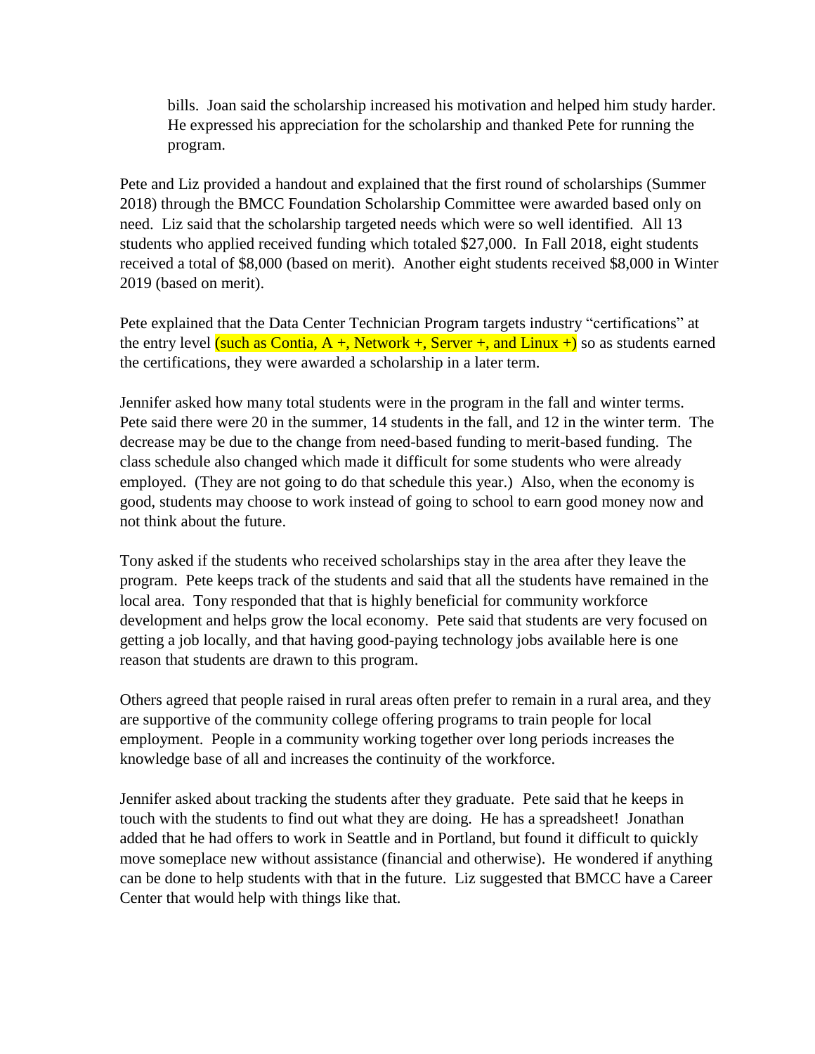bills. Joan said the scholarship increased his motivation and helped him study harder. He expressed his appreciation for the scholarship and thanked Pete for running the program.

Pete and Liz provided a handout and explained that the first round of scholarships (Summer 2018) through the BMCC Foundation Scholarship Committee were awarded based only on need. Liz said that the scholarship targeted needs which were so well identified. All 13 students who applied received funding which totaled $27,000. In Fall 2018, eight students received a total of $8,000 (based on merit). Another eight students received $8,000 in Winter 2019 (based on merit).

Pete explained that the Data Center Technician Program targets industry "certifications" at the entry level (such as Contia, A +, Network +, Server +, and Linux +) so as students earned the certifications, they were awarded a scholarship in a later term.

Jennifer asked how many total students were in the program in the fall and winter terms. Pete said there were 20 in the summer, 14 students in the fall, and 12 in the winter term. The decrease may be due to the change from need-based funding to merit-based funding. The class schedule also changed which made it difficult for some students who were already employed. (They are not going to do that schedule this year.) Also, when the economy is good, students may choose to work instead of going to school to earn good money now and not think about the future.

Tony asked if the students who received scholarships stay in the area after they leave the program. Pete keeps track of the students and said that all the students have remained in the local area. Tony responded that that is highly beneficial for community workforce development and helps grow the local economy. Pete said that students are very focused on getting a job locally, and that having good-paying technology jobs available here is one reason that students are drawn to this program.

Others agreed that people raised in rural areas often prefer to remain in a rural area, and they are supportive of the community college offering programs to train people for local employment. People in a community working together over long periods increases the knowledge base of all and increases the continuity of the workforce.

Jennifer asked about tracking the students after they graduate. Pete said that he keeps in touch with the students to find out what they are doing. He has a spreadsheet! Jonathan added that he had offers to work in Seattle and in Portland, but found it difficult to quickly move someplace new without assistance (financial and otherwise). He wondered if anything can be done to help students with that in the future. Liz suggested that BMCC have a Career Center that would help with things like that.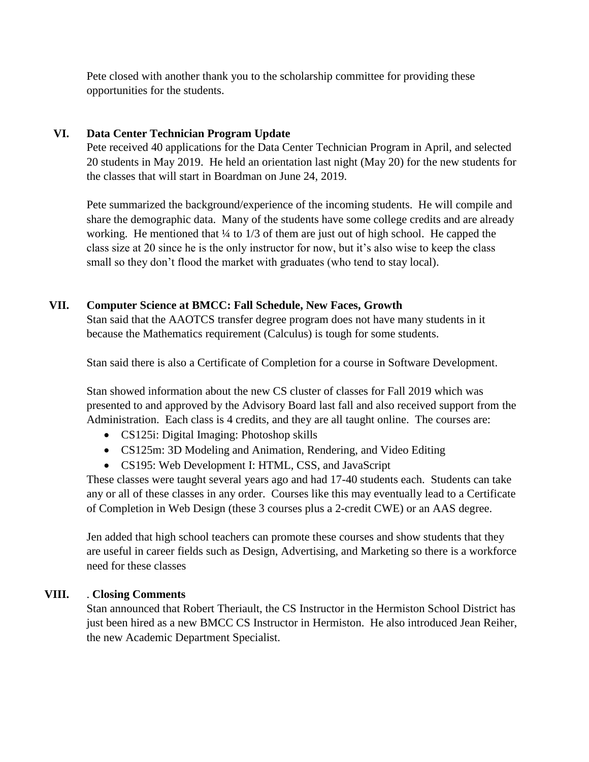Pete closed with another thank you to the scholarship committee for providing these opportunities for the students.

## VI. Data Center Technician Program Update

Pete received 40 applications for the Data Center Technician Program in April, and selected 20 students in May 2019. He held an orientation last night (May 20) for the new students for the classes that will start in Boardman on June 24, 2019.

Pete summarized the background/experience of the incoming students. He will compile and share the demographic data. Many of the students have some college credits and are already working. He mentioned that ¼ to 1/3 of them are just out of high school. He capped the class size at 20 since he is the only instructor for now, but it's also wise to keep the class small so they don't flood the market with graduates (who tend to stay local).

## VII. Computer Science at BMCC: Fall Schedule, New Faces, Growth

Stan said that the AAOTCS transfer degree program does not have many students in it because the Mathematics requirement (Calculus) is tough for some students.

Stan said there is also a Certificate of Completion for a course in Software Development.

Stan showed information about the new CS cluster of classes for Fall 2019 which was presented to and approved by the Advisory Board last fall and also received support from the Administration. Each class is 4 credits, and they are all taught online. The courses are:

- CS125i: Digital Imaging: Photoshop skills
- CS125m: 3D Modeling and Animation, Rendering, and Video Editing
- CS195: Web Development I: HTML, CSS, and JavaScript

These classes were taught several years ago and had 17-40 students each. Students can take any or all of these classes in any order. Courses like this may eventually lead to a Certificate of Completion in Web Design (these 3 courses plus a 2-credit CWE) or an AAS degree.

Jen added that high school teachers can promote these courses and show students that they are useful in career fields such as Design, Advertising, and Marketing so there is a workforce need for these classes

## VIII. . Closing Comments

Stan announced that Robert Theriault, the CS Instructor in the Hermiston School District has just been hired as a new BMCC CS Instructor in Hermiston. He also introduced Jean Reiher, the new Academic Department Specialist.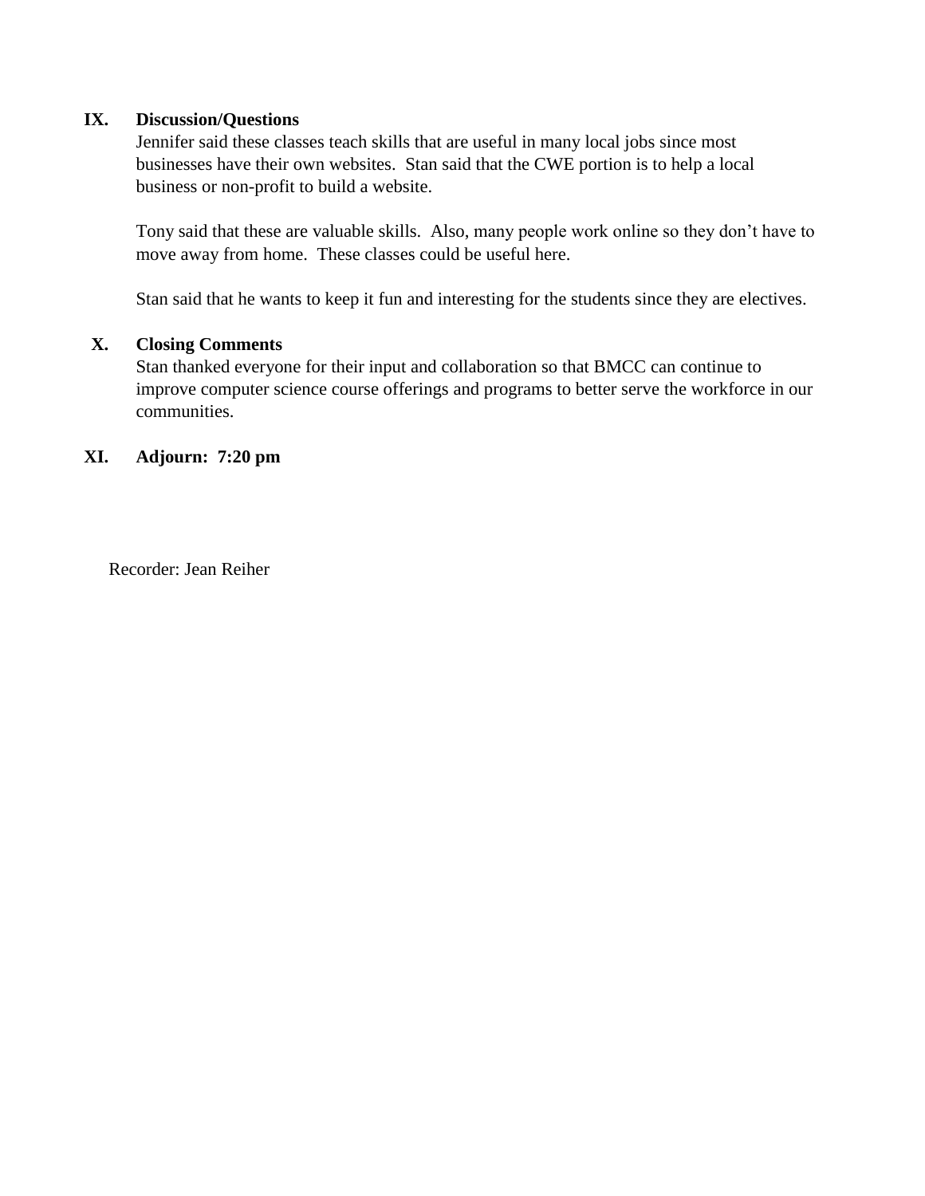**IX. Discussion/Questions**

Jennifer said these classes teach skills that are useful in many local jobs since most businesses have their own websites. Stan said that the CWE portion is to help a local business or non-profit to build a website.

Tony said that these are valuable skills. Also, many people work online so they don't have to move away from home. These classes could be useful here.

Stan said that he wants to keep it fun and interesting for the students since they are electives.

**X. Closing Comments**

Stan thanked everyone for their input and collaboration so that BMCC can continue to improve computer science course offerings and programs to better serve the workforce in our communities.

**XI. Adjourn: 7:20 pm**

Recorder: Jean Reiher